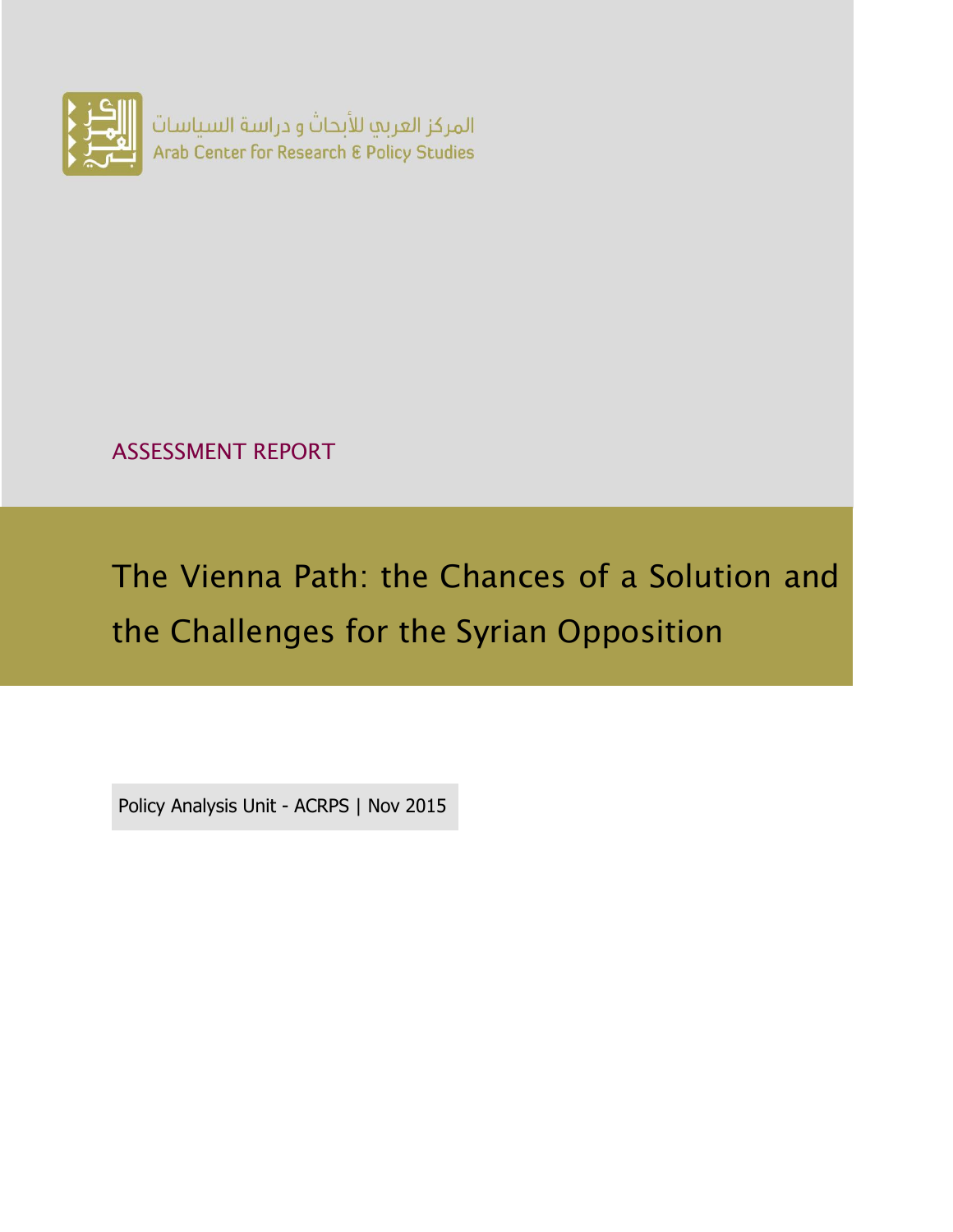المركز العربي للأبحاث و دراسة السياسات
Arab Center for Research & Policy Studies

ASSESSMENT REPORT

# The Vienna Path: the Chances of a Solution and the Challenges for the Syrian Opposition

Policy Analysis Unit - ACRPS | Nov 2015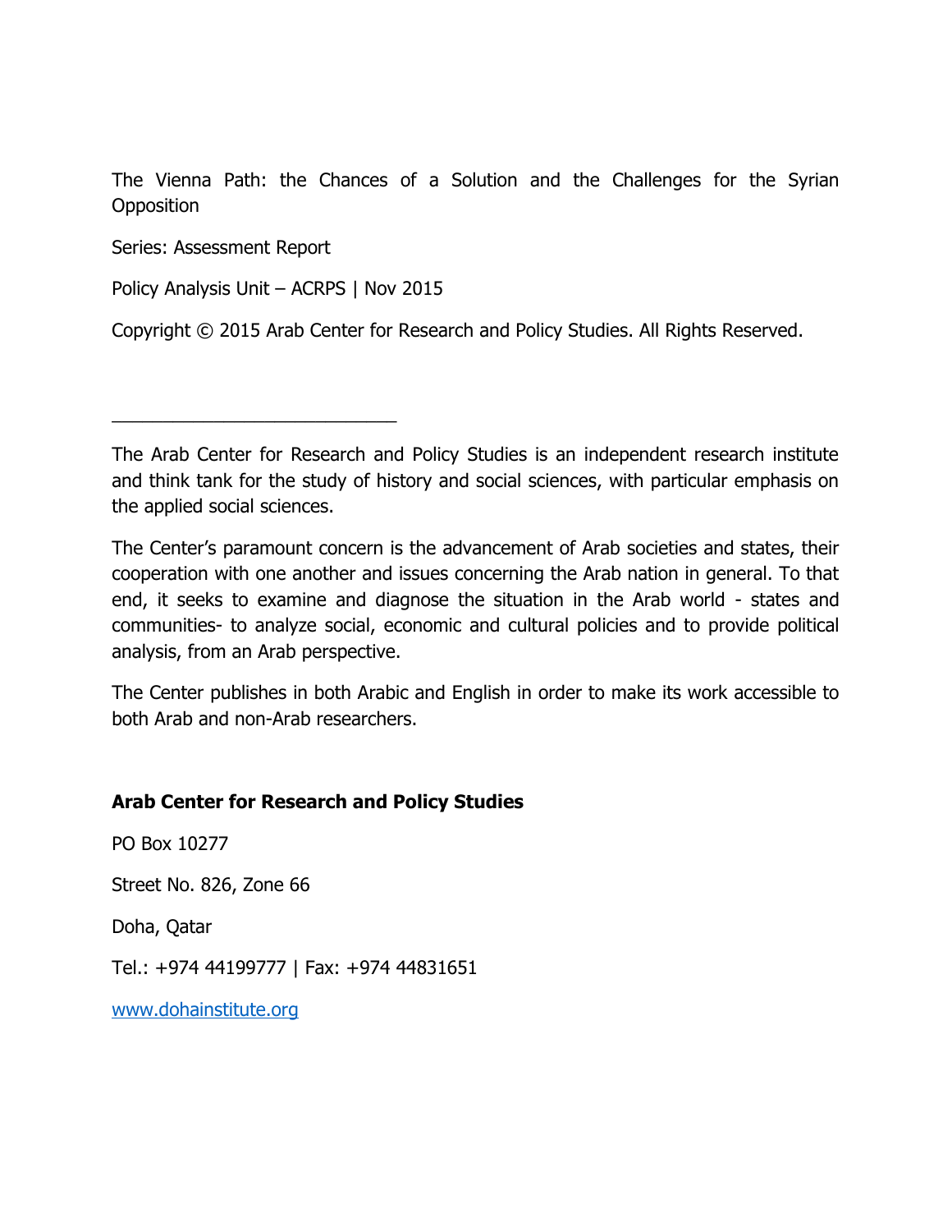The Vienna Path: the Chances of a Solution and the Challenges for the Syrian Opposition

Series: Assessment Report

Policy Analysis Unit – ACRPS | Nov 2015

Copyright © 2015 Arab Center for Research and Policy Studies. All Rights Reserved.

---

The Arab Center for Research and Policy Studies is an independent research institute and think tank for the study of history and social sciences, with particular emphasis on the applied social sciences.

The Center's paramount concern is the advancement of Arab societies and states, their cooperation with one another and issues concerning the Arab nation in general. To that end, it seeks to examine and diagnose the situation in the Arab world - states and communities- to analyze social, economic and cultural policies and to provide political analysis, from an Arab perspective.

The Center publishes in both Arabic and English in order to make its work accessible to both Arab and non-Arab researchers.

**Arab Center for Research and Policy Studies**

PO Box 10277

Street No. 826, Zone 66

Doha, Qatar

Tel.: +974 44199777 | Fax: +974 44831651

[www.dohainstitute.org](http://www.dohainstitute.org)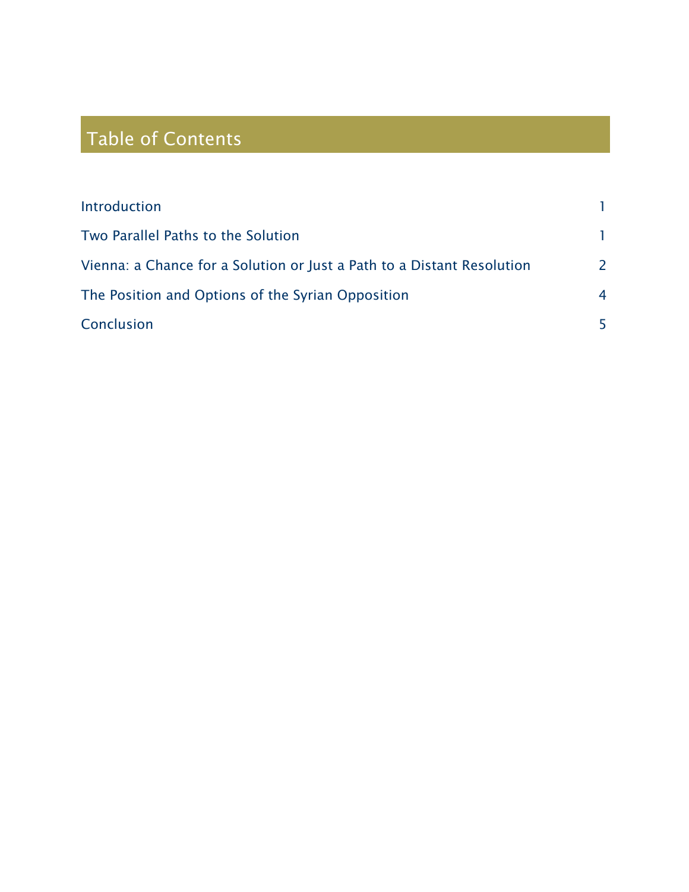## Table of Contents

| | |
|---|---|
| Introduction | 1 |
| Two Parallel Paths to the Solution | 1 |
| Vienna: a Chance for a Solution or Just a Path to a Distant Resolution | 2 |
| The Position and Options of the Syrian Opposition | 4 |
| Conclusion | 5 |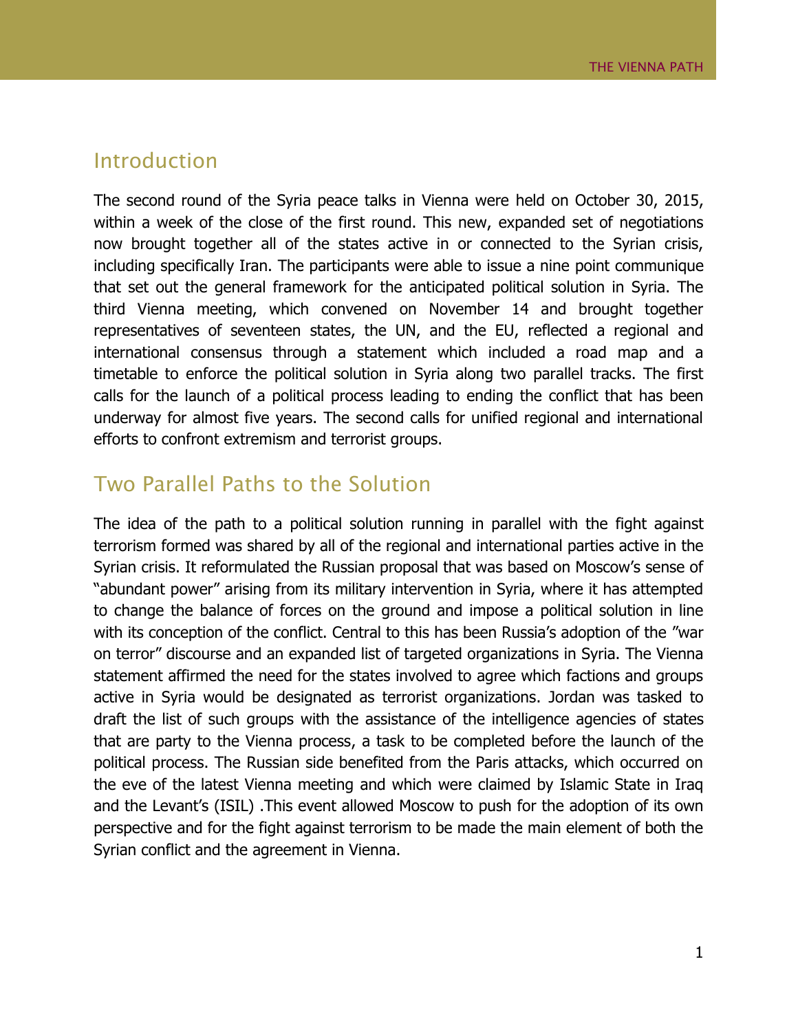## Introduction

The second round of the Syria peace talks in Vienna were held on October 30, 2015, within a week of the close of the first round. This new, expanded set of negotiations now brought together all of the states active in or connected to the Syrian crisis, including specifically Iran. The participants were able to issue a nine point communique that set out the general framework for the anticipated political solution in Syria. The third Vienna meeting, which convened on November 14 and brought together representatives of seventeen states, the UN, and the EU, reflected a regional and international consensus through a statement which included a road map and a timetable to enforce the political solution in Syria along two parallel tracks. The first calls for the launch of a political process leading to ending the conflict that has been underway for almost five years. The second calls for unified regional and international efforts to confront extremism and terrorist groups.

## Two Parallel Paths to the Solution

The idea of the path to a political solution running in parallel with the fight against terrorism formed was shared by all of the regional and international parties active in the Syrian crisis. It reformulated the Russian proposal that was based on Moscow's sense of "abundant power" arising from its military intervention in Syria, where it has attempted to change the balance of forces on the ground and impose a political solution in line with its conception of the conflict. Central to this has been Russia's adoption of the "war on terror" discourse and an expanded list of targeted organizations in Syria. The Vienna statement affirmed the need for the states involved to agree which factions and groups active in Syria would be designated as terrorist organizations. Jordan was tasked to draft the list of such groups with the assistance of the intelligence agencies of states that are party to the Vienna process, a task to be completed before the launch of the political process. The Russian side benefited from the Paris attacks, which occurred on the eve of the latest Vienna meeting and which were claimed by Islamic State in Iraq and the Levant's (ISIL) .This event allowed Moscow to push for the adoption of its own perspective and for the fight against terrorism to be made the main element of both the Syrian conflict and the agreement in Vienna.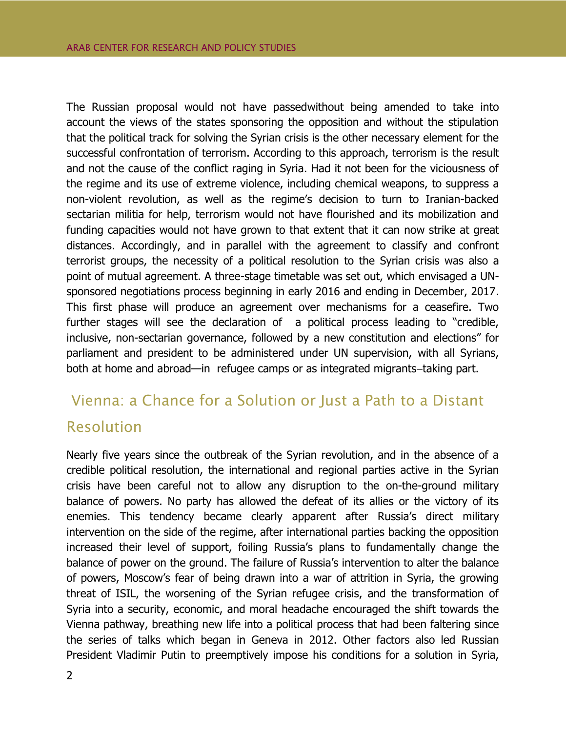The Russian proposal would not have passedwithout being amended to take into account the views of the states sponsoring the opposition and without the stipulation that the political track for solving the Syrian crisis is the other necessary element for the successful confrontation of terrorism. According to this approach, terrorism is the result and not the cause of the conflict raging in Syria. Had it not been for the viciousness of the regime and its use of extreme violence, including chemical weapons, to suppress a non-violent revolution, as well as the regime's decision to turn to Iranian-backed sectarian militia for help, terrorism would not have flourished and its mobilization and funding capacities would not have grown to that extent that it can now strike at great distances. Accordingly, and in parallel with the agreement to classify and confront terrorist groups, the necessity of a political resolution to the Syrian crisis was also a point of mutual agreement. A three-stage timetable was set out, which envisaged a UN-sponsored negotiations process beginning in early 2016 and ending in December, 2017. This first phase will produce an agreement over mechanisms for a ceasefire. Two further stages will see the declaration of a political process leading to "credible, inclusive, non-sectarian governance, followed by a new constitution and elections" for parliament and president to be administered under UN supervision, with all Syrians, both at home and abroad—in refugee camps or as integrated migrants–taking part.

## Vienna: a Chance for a Solution or Just a Path to a Distant Resolution

Nearly five years since the outbreak of the Syrian revolution, and in the absence of a credible political resolution, the international and regional parties active in the Syrian crisis have been careful not to allow any disruption to the on-the-ground military balance of powers. No party has allowed the defeat of its allies or the victory of its enemies. This tendency became clearly apparent after Russia's direct military intervention on the side of the regime, after international parties backing the opposition increased their level of support, foiling Russia's plans to fundamentally change the balance of power on the ground. The failure of Russia's intervention to alter the balance of powers, Moscow's fear of being drawn into a war of attrition in Syria, the growing threat of ISIL, the worsening of the Syrian refugee crisis, and the transformation of Syria into a security, economic, and moral headache encouraged the shift towards the Vienna pathway, breathing new life into a political process that had been faltering since the series of talks which began in Geneva in 2012. Other factors also led Russian President Vladimir Putin to preemptively impose his conditions for a solution in Syria,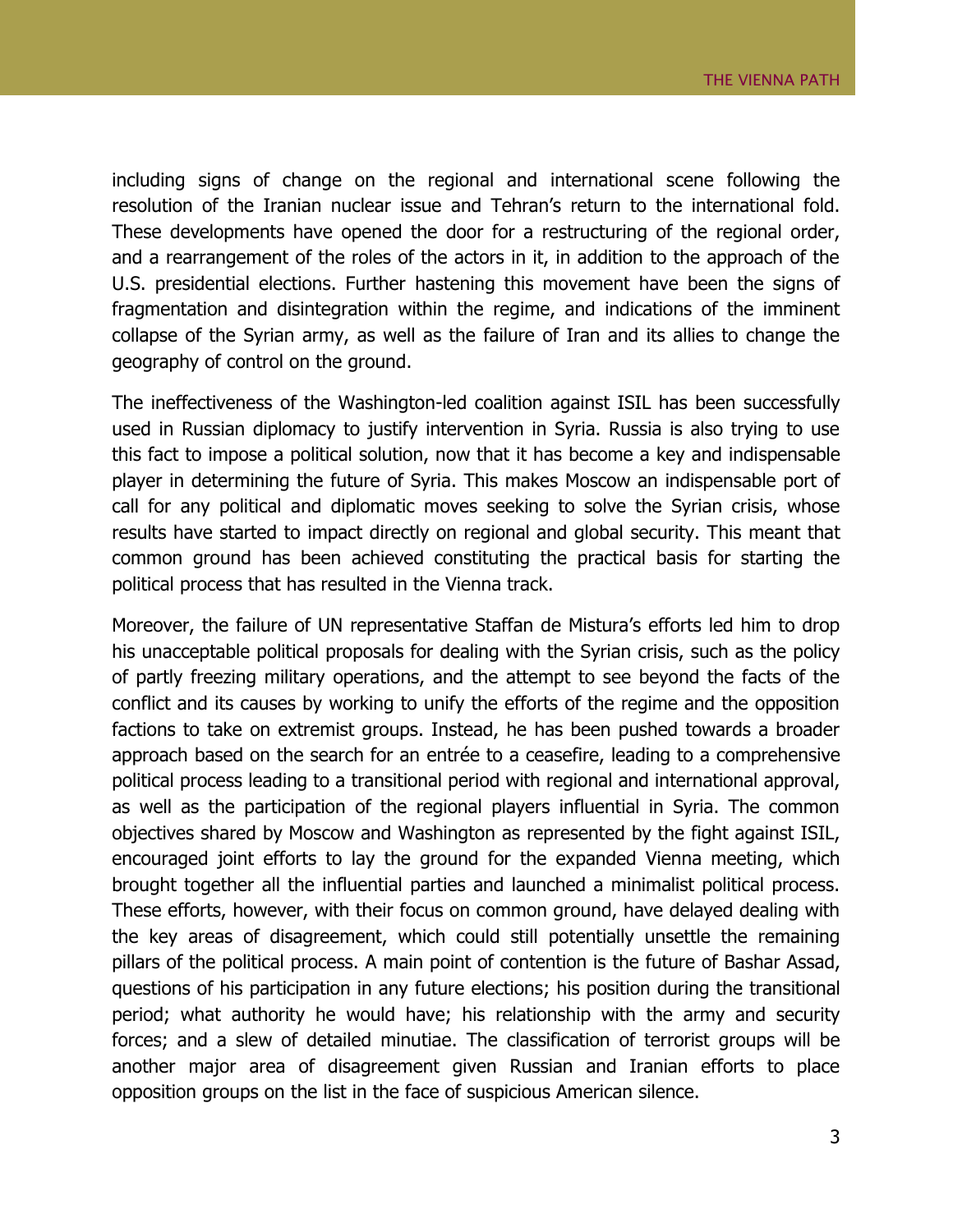including signs of change on the regional and international scene following the resolution of the Iranian nuclear issue and Tehran's return to the international fold. These developments have opened the door for a restructuring of the regional order, and a rearrangement of the roles of the actors in it, in addition to the approach of the U.S. presidential elections. Further hastening this movement have been the signs of fragmentation and disintegration within the regime, and indications of the imminent collapse of the Syrian army, as well as the failure of Iran and its allies to change the geography of control on the ground.

The ineffectiveness of the Washington-led coalition against ISIL has been successfully used in Russian diplomacy to justify intervention in Syria. Russia is also trying to use this fact to impose a political solution, now that it has become a key and indispensable player in determining the future of Syria. This makes Moscow an indispensable port of call for any political and diplomatic moves seeking to solve the Syrian crisis, whose results have started to impact directly on regional and global security. This meant that common ground has been achieved constituting the practical basis for starting the political process that has resulted in the Vienna track.

Moreover, the failure of UN representative Staffan de Mistura's efforts led him to drop his unacceptable political proposals for dealing with the Syrian crisis, such as the policy of partly freezing military operations, and the attempt to see beyond the facts of the conflict and its causes by working to unify the efforts of the regime and the opposition factions to take on extremist groups. Instead, he has been pushed towards a broader approach based on the search for an entrée to a ceasefire, leading to a comprehensive political process leading to a transitional period with regional and international approval, as well as the participation of the regional players influential in Syria. The common objectives shared by Moscow and Washington as represented by the fight against ISIL, encouraged joint efforts to lay the ground for the expanded Vienna meeting, which brought together all the influential parties and launched a minimalist political process. These efforts, however, with their focus on common ground, have delayed dealing with the key areas of disagreement, which could still potentially unsettle the remaining pillars of the political process. A main point of contention is the future of Bashar Assad, questions of his participation in any future elections; his position during the transitional period; what authority he would have; his relationship with the army and security forces; and a slew of detailed minutiae. The classification of terrorist groups will be another major area of disagreement given Russian and Iranian efforts to place opposition groups on the list in the face of suspicious American silence.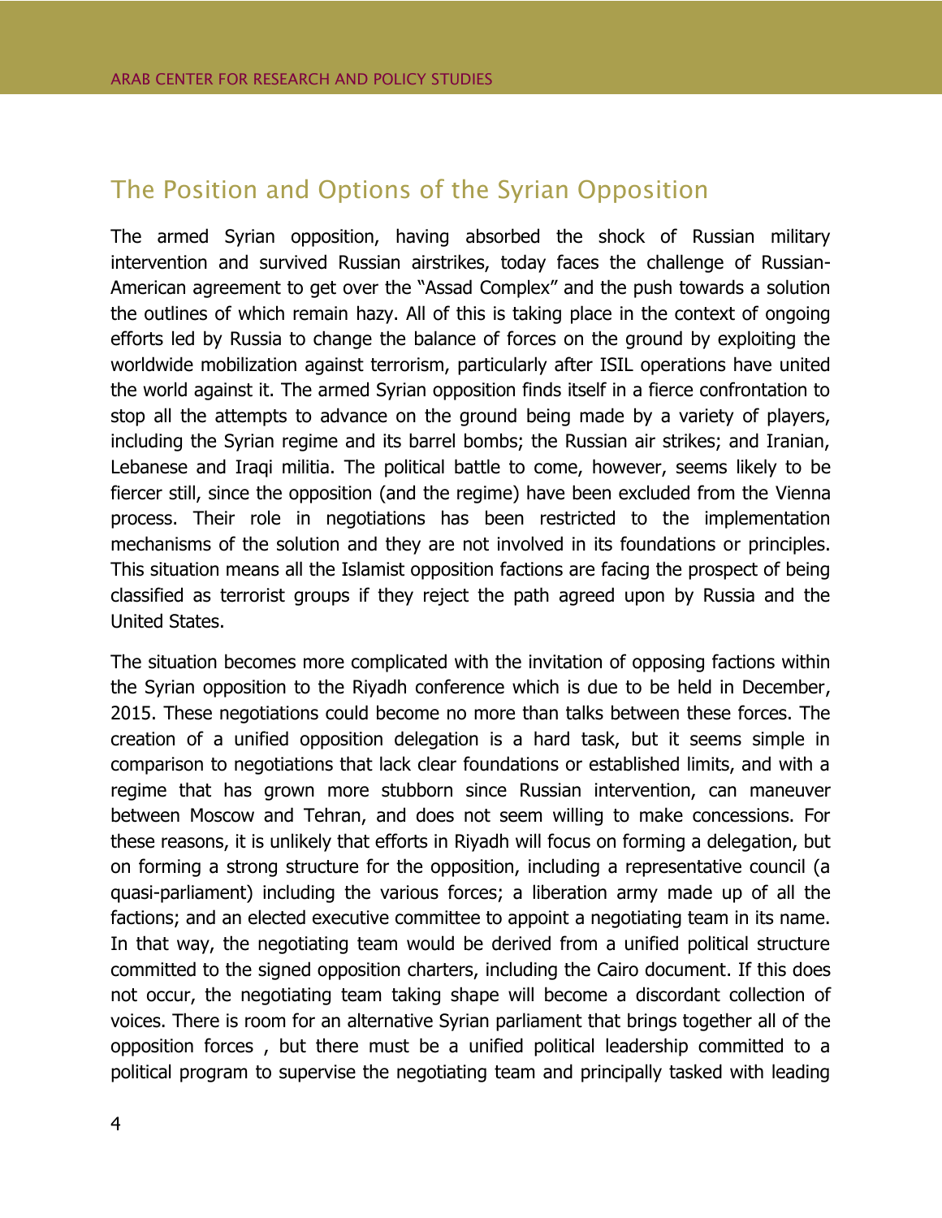## The Position and Options of the Syrian Opposition

The armed Syrian opposition, having absorbed the shock of Russian military intervention and survived Russian airstrikes, today faces the challenge of Russian-American agreement to get over the "Assad Complex" and the push towards a solution the outlines of which remain hazy. All of this is taking place in the context of ongoing efforts led by Russia to change the balance of forces on the ground by exploiting the worldwide mobilization against terrorism, particularly after ISIL operations have united the world against it. The armed Syrian opposition finds itself in a fierce confrontation to stop all the attempts to advance on the ground being made by a variety of players, including the Syrian regime and its barrel bombs; the Russian air strikes; and Iranian, Lebanese and Iraqi militia. The political battle to come, however, seems likely to be fiercer still, since the opposition (and the regime) have been excluded from the Vienna process. Their role in negotiations has been restricted to the implementation mechanisms of the solution and they are not involved in its foundations or principles. This situation means all the Islamist opposition factions are facing the prospect of being classified as terrorist groups if they reject the path agreed upon by Russia and the United States.

The situation becomes more complicated with the invitation of opposing factions within the Syrian opposition to the Riyadh conference which is due to be held in December, 2015. These negotiations could become no more than talks between these forces. The creation of a unified opposition delegation is a hard task, but it seems simple in comparison to negotiations that lack clear foundations or established limits, and with a regime that has grown more stubborn since Russian intervention, can maneuver between Moscow and Tehran, and does not seem willing to make concessions. For these reasons, it is unlikely that efforts in Riyadh will focus on forming a delegation, but on forming a strong structure for the opposition, including a representative council (a quasi-parliament) including the various forces; a liberation army made up of all the factions; and an elected executive committee to appoint a negotiating team in its name. In that way, the negotiating team would be derived from a unified political structure committed to the signed opposition charters, including the Cairo document. If this does not occur, the negotiating team taking shape will become a discordant collection of voices. There is room for an alternative Syrian parliament that brings together all of the opposition forces , but there must be a unified political leadership committed to a political program to supervise the negotiating team and principally tasked with leading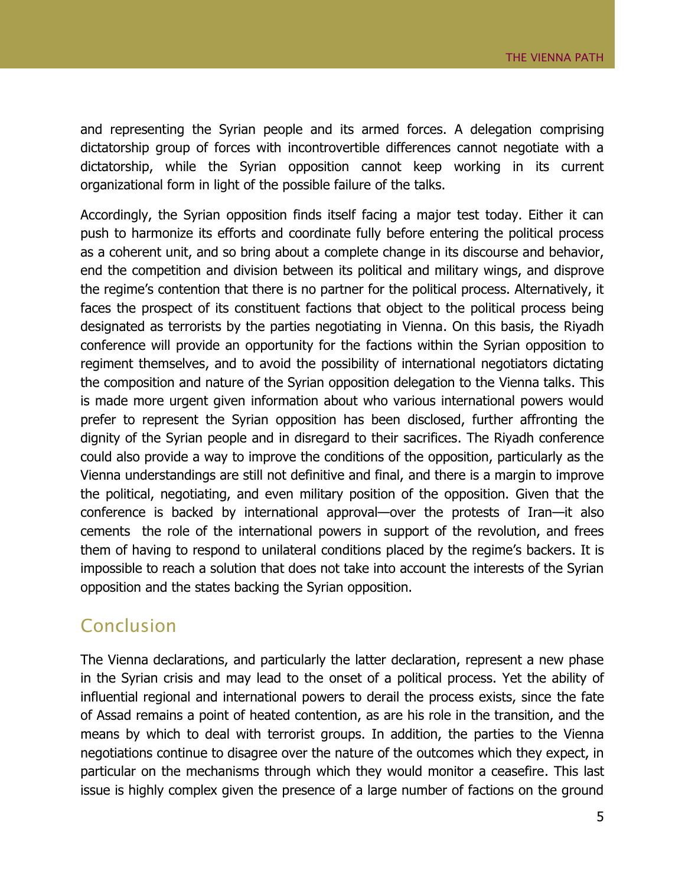and representing the Syrian people and its armed forces. A delegation comprising dictatorship group of forces with incontrovertible differences cannot negotiate with a dictatorship, while the Syrian opposition cannot keep working in its current organizational form in light of the possible failure of the talks.

Accordingly, the Syrian opposition finds itself facing a major test today. Either it can push to harmonize its efforts and coordinate fully before entering the political process as a coherent unit, and so bring about a complete change in its discourse and behavior, end the competition and division between its political and military wings, and disprove the regime's contention that there is no partner for the political process. Alternatively, it faces the prospect of its constituent factions that object to the political process being designated as terrorists by the parties negotiating in Vienna. On this basis, the Riyadh conference will provide an opportunity for the factions within the Syrian opposition to regiment themselves, and to avoid the possibility of international negotiators dictating the composition and nature of the Syrian opposition delegation to the Vienna talks. This is made more urgent given information about who various international powers would prefer to represent the Syrian opposition has been disclosed, further affronting the dignity of the Syrian people and in disregard to their sacrifices. The Riyadh conference could also provide a way to improve the conditions of the opposition, particularly as the Vienna understandings are still not definitive and final, and there is a margin to improve the political, negotiating, and even military position of the opposition. Given that the conference is backed by international approval—over the protests of Iran—it also cements the role of the international powers in support of the revolution, and frees them of having to respond to unilateral conditions placed by the regime's backers. It is impossible to reach a solution that does not take into account the interests of the Syrian opposition and the states backing the Syrian opposition.

## Conclusion

The Vienna declarations, and particularly the latter declaration, represent a new phase in the Syrian crisis and may lead to the onset of a political process. Yet the ability of influential regional and international powers to derail the process exists, since the fate of Assad remains a point of heated contention, as are his role in the transition, and the means by which to deal with terrorist groups. In addition, the parties to the Vienna negotiations continue to disagree over the nature of the outcomes which they expect, in particular on the mechanisms through which they would monitor a ceasefire. This last issue is highly complex given the presence of a large number of factions on the ground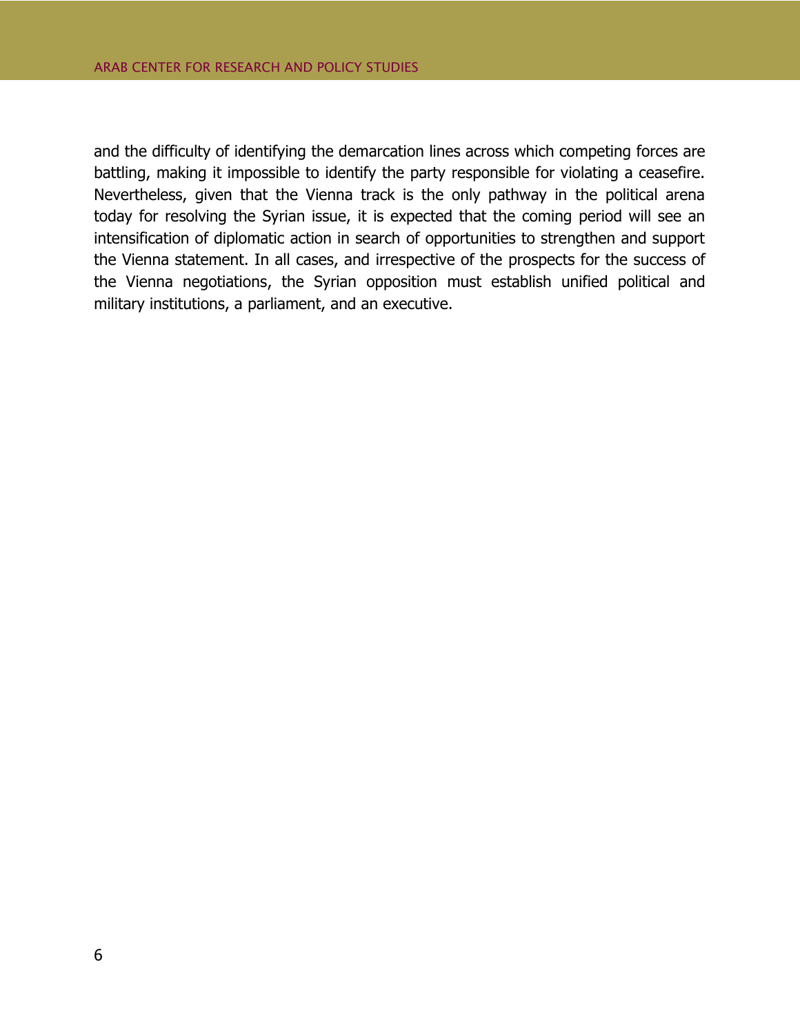and the difficulty of identifying the demarcation lines across which competing forces are battling, making it impossible to identify the party responsible for violating a ceasefire. Nevertheless, given that the Vienna track is the only pathway in the political arena today for resolving the Syrian issue, it is expected that the coming period will see an intensification of diplomatic action in search of opportunities to strengthen and support the Vienna statement. In all cases, and irrespective of the prospects for the success of the Vienna negotiations, the Syrian opposition must establish unified political and military institutions, a parliament, and an executive.